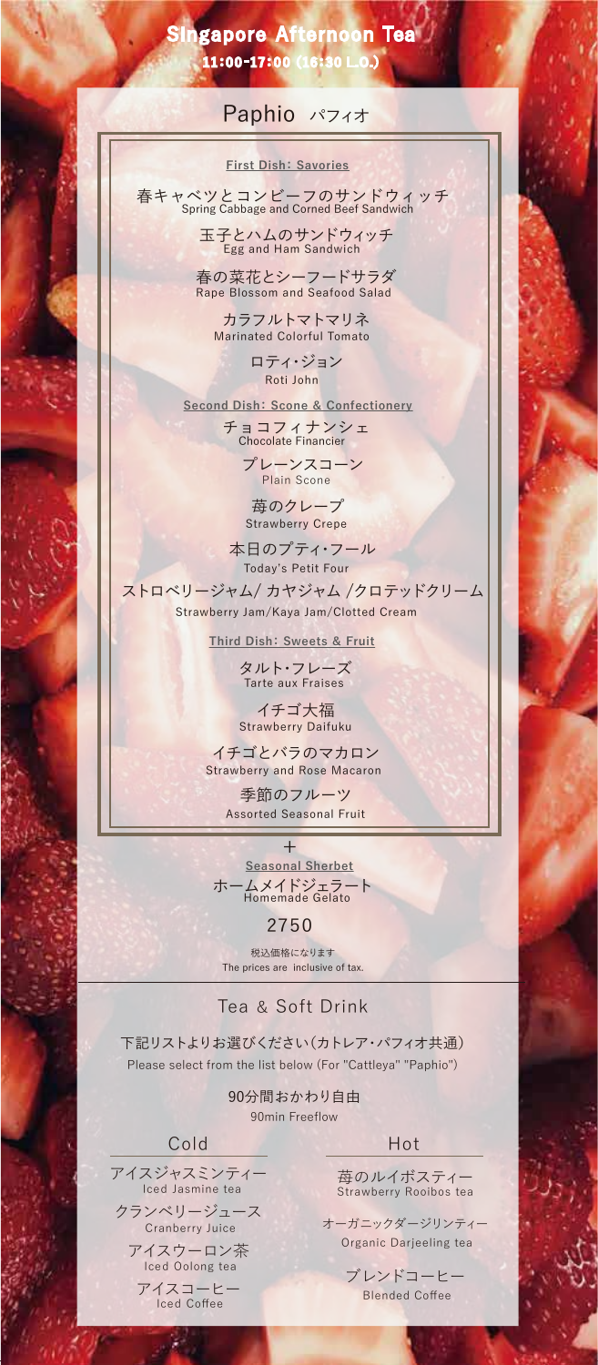# Singapore Afternoon Tea

11:00-17:00 (16:30 L.O.)

## Paphio パフィオ

### First Dish: Savories

春キャベツとコンビーフのサンドウィッチ
Spring Cabbage and Corned Beef Sandwich

玉子とハムのサンドウィッチ
Egg and Ham Sandwich

春の菜花とシーフードサラダ
Rape Blossom and Seafood Salad

カラフルトマトマリネ
Marinated Colorful Tomato

ロティ・ジョン
Roti John

### Second Dish: Scone & Confectionery

チョコフィナンシェ
Chocolate Financier

プレーンスコーン
Plain Scone

苺のクレープ
Strawberry Crepe

本日のプティ・フール
Today's Petit Four

ストロベリージャム/ カヤジャム /クロテッドクリーム
Strawberry Jam/Kaya Jam/Clotted Cream

### Third Dish: Sweets & Fruit

タルト・フレーズ
Tarte aux Fraises

イチゴ大福
Strawberry Daifuku

イチゴとバラのマカロン
Strawberry and Rose Macaron

季節のフルーツ
Assorted Seasonal Fruit

+

### Seasonal Sherbet

ホームメイドジェラート
Homemade Gelato

2750

税込価格になります
The prices are inclusive of tax.

## Tea & Soft Drink

下記リストよりお選びください(カトレア・パフィオ共通)
Please select from the list below (For "Cattleya" "Paphio")

90分間おかわり自由
90min Freeflow

### Cold

アイスジャスミンティー
Iced Jasmine tea

クランベリージュース
Cranberry Juice

アイスウーロン茶
Iced Oolong tea

アイスコーヒー
Iced Coffee

### Hot

苺のルイボスティー
Strawberry Rooibos tea

オーガニックダージリンティー
Organic Darjeeling tea

ブレンドコーヒー
Blended Coffee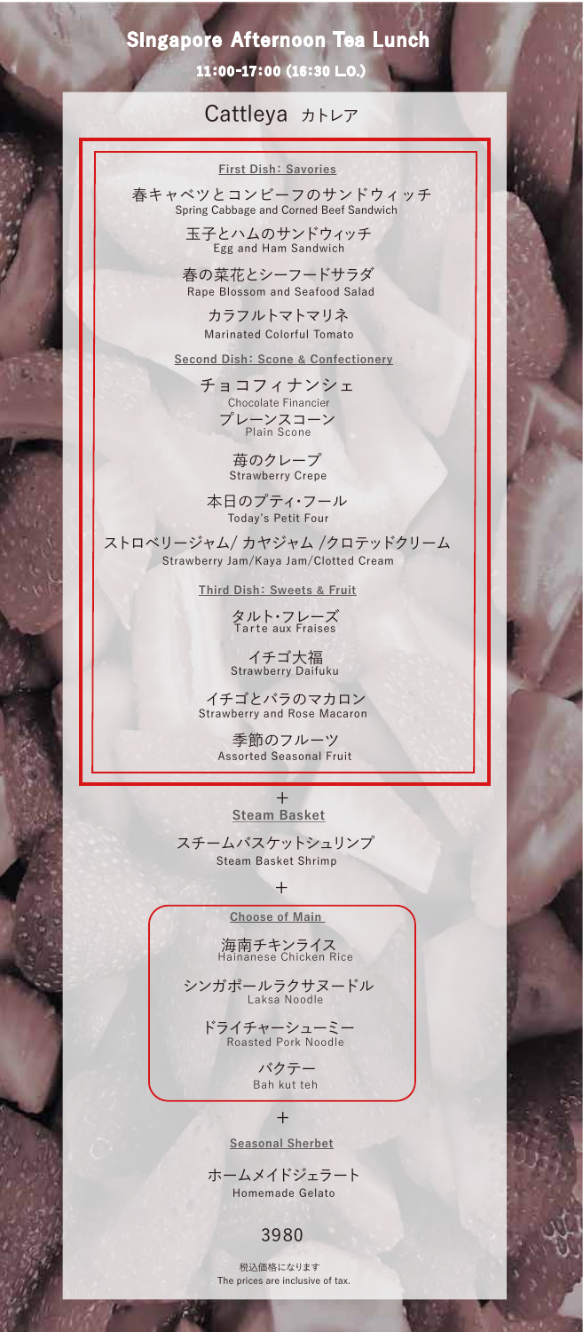# SIngapore Afternoon Tea Lunch

11:00-17:00 (16:30 L.O.)

## Cattleya カトレア

### First Dish: Savories

春キャベツとコンビーフのサンドウィッチ
Spring Cabbage and Corned Beef Sandwich

玉子とハムのサンドウィッチ
Egg and Ham Sandwich

春の菜花とシーフードサラダ
Rape Blossom and Seafood Salad

カラフルトマトマリネ
Marinated Colorful Tomato

### Second Dish: Scone & Confectionery

チョコフィナンシェ
Chocolate Financier

プレーンスコーン
Plain Scone

苺のクレープ
Strawberry Crepe

本日のプティ・フール
Today's Petit Four

ストロベリージャム/ カヤジャム /クロテッドクリーム
Strawberry Jam/Kaya Jam/Clotted Cream

### Third Dish: Sweets & Fruit

タルト・フレーズ
Tarte aux Fraises

イチゴ大福
Strawberry Daifuku

イチゴとバラのマカロン
Strawberry and Rose Macaron

季節のフルーツ
Assorted Seasonal Fruit

+

### Steam Basket

スチームバスケットシュリンプ
Steam Basket Shrimp

+

### Choose of Main

海南チキンライス
Hainanese Chicken Rice

シンガポールラクサヌードル
Laksa Noodle

ドライチャーシューミー
Roasted Pork Noodle

バクテー
Bah kut teh

+

### Seasonal Sherbet

ホームメイドジェラート
Homemade Gelato

**3980**

税込価格になります
The prices are inclusive of tax.